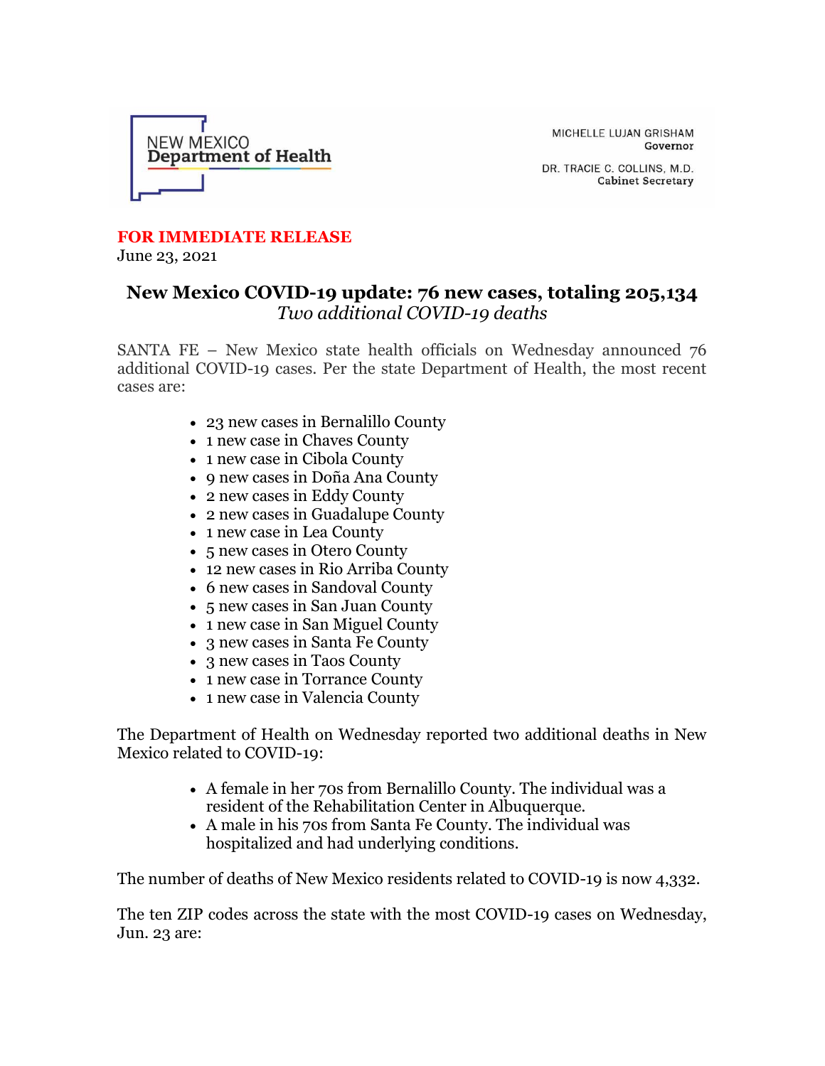NEW MEXICO
Department of Health

MICHELLE LUJAN GRISHAM
Governor

DR. TRACIE C. COLLINS, M.D.
Cabinet Secretary

**FOR IMMEDIATE RELEASE**
June 23, 2021

# New Mexico COVID-19 update: 76 new cases, totaling 205,134

*Two additional COVID-19 deaths*

SANTA FE – New Mexico state health officials on Wednesday announced 76 additional COVID-19 cases. Per the state Department of Health, the most recent cases are:

- 23 new cases in Bernalillo County
- 1 new case in Chaves County
- 1 new case in Cibola County
- 9 new cases in Doña Ana County
- 2 new cases in Eddy County
- 2 new cases in Guadalupe County
- 1 new case in Lea County
- 5 new cases in Otero County
- 12 new cases in Rio Arriba County
- 6 new cases in Sandoval County
- 5 new cases in San Juan County
- 1 new case in San Miguel County
- 3 new cases in Santa Fe County
- 3 new cases in Taos County
- 1 new case in Torrance County
- 1 new case in Valencia County

The Department of Health on Wednesday reported two additional deaths in New Mexico related to COVID-19:

- A female in her 70s from Bernalillo County. The individual was a resident of the Rehabilitation Center in Albuquerque.
- A male in his 70s from Santa Fe County. The individual was hospitalized and had underlying conditions.

The number of deaths of New Mexico residents related to COVID-19 is now 4,332.

The ten ZIP codes across the state with the most COVID-19 cases on Wednesday, Jun. 23 are: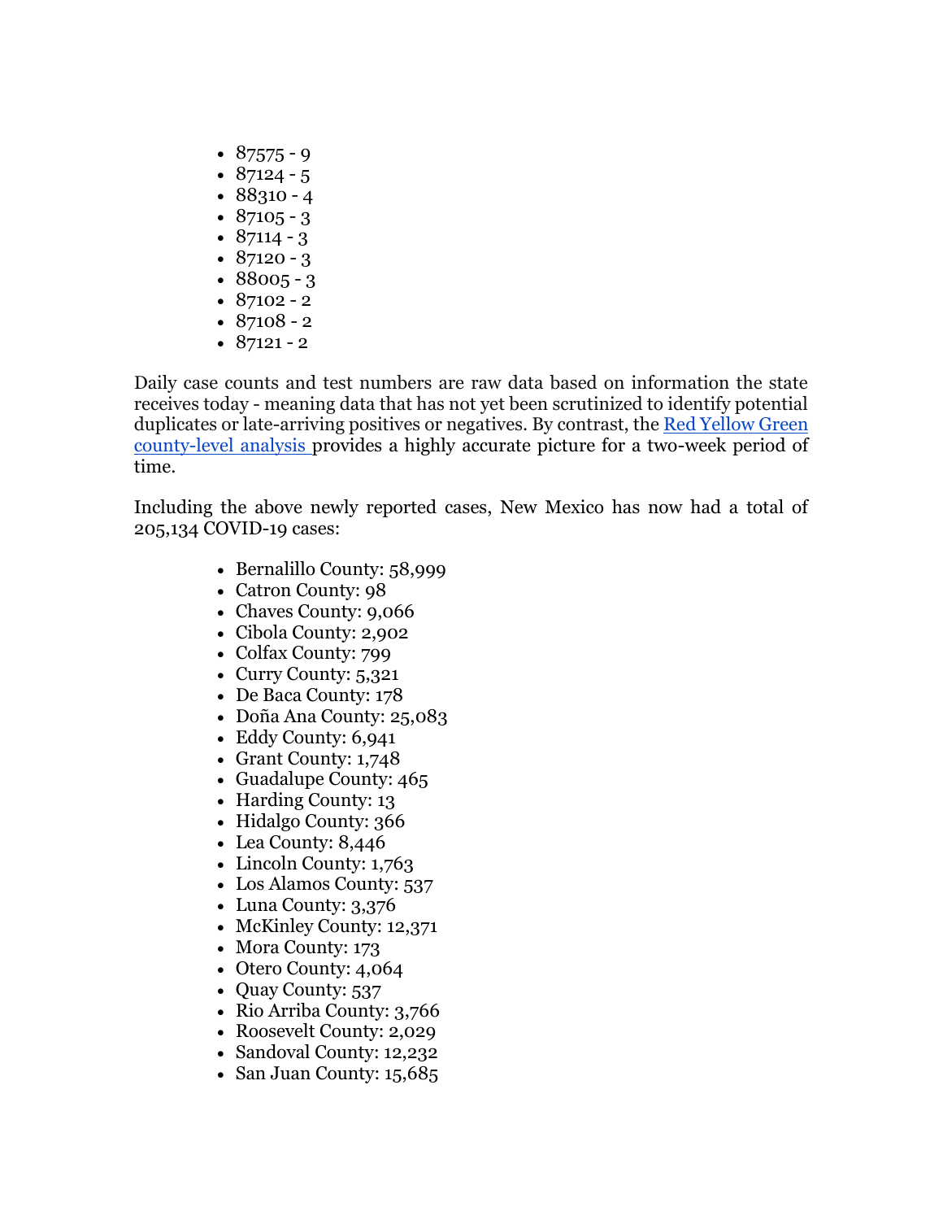- 87575 - 9
- 87124 - 5
- 88310 - 4
- 87105 - 3
- 87114 - 3
- 87120 - 3
- 88005 - 3
- 87102 - 2
- 87108 - 2
- 87121 - 2

Daily case counts and test numbers are raw data based on information the state receives today - meaning data that has not yet been scrutinized to identify potential duplicates or late-arriving positives or negatives. By contrast, the [Red Yellow Green county-level analysis](#) provides a highly accurate picture for a two-week period of time.

Including the above newly reported cases, New Mexico has now had a total of 205,134 COVID-19 cases:

- Bernalillo County: 58,999
- Catron County: 98
- Chaves County: 9,066
- Cibola County: 2,902
- Colfax County: 799
- Curry County: 5,321
- De Baca County: 178
- Doña Ana County: 25,083
- Eddy County: 6,941
- Grant County: 1,748
- Guadalupe County: 465
- Harding County: 13
- Hidalgo County: 366
- Lea County: 8,446
- Lincoln County: 1,763
- Los Alamos County: 537
- Luna County: 3,376
- McKinley County: 12,371
- Mora County: 173
- Otero County: 4,064
- Quay County: 537
- Rio Arriba County: 3,766
- Roosevelt County: 2,029
- Sandoval County: 12,232
- San Juan County: 15,685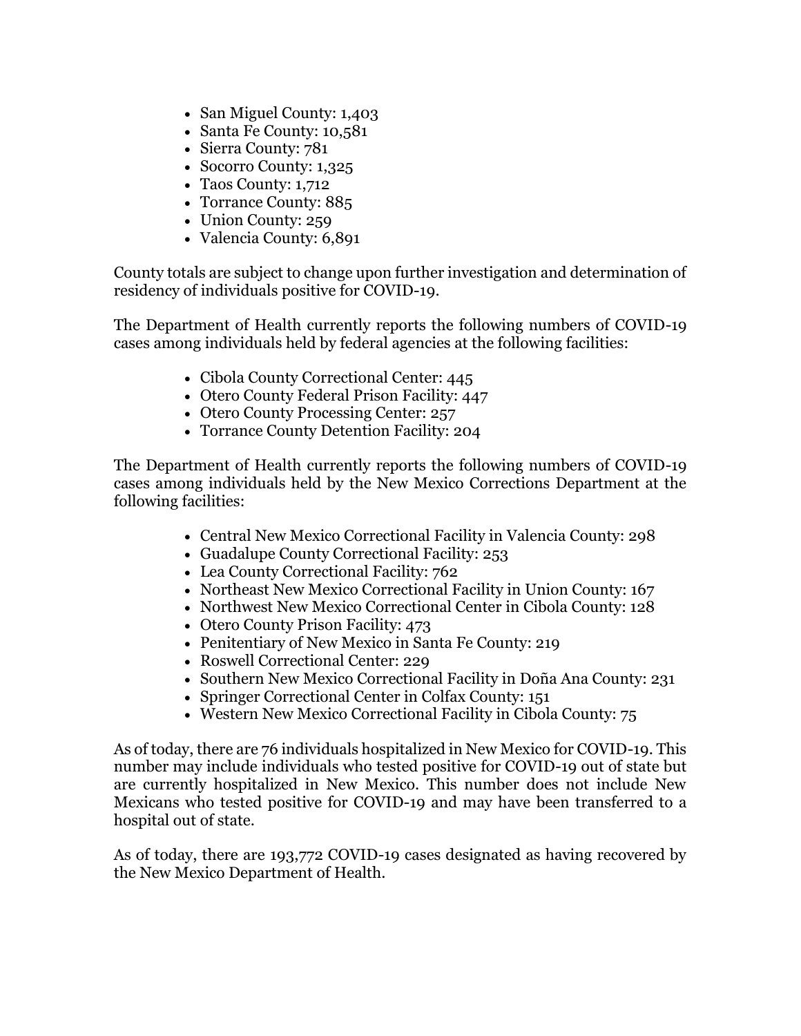- San Miguel County: 1,403
- Santa Fe County: 10,581
- Sierra County: 781
- Socorro County: 1,325
- Taos County: 1,712
- Torrance County: 885
- Union County: 259
- Valencia County: 6,891

County totals are subject to change upon further investigation and determination of residency of individuals positive for COVID-19.

The Department of Health currently reports the following numbers of COVID-19 cases among individuals held by federal agencies at the following facilities:

- Cibola County Correctional Center: 445
- Otero County Federal Prison Facility: 447
- Otero County Processing Center: 257
- Torrance County Detention Facility: 204

The Department of Health currently reports the following numbers of COVID-19 cases among individuals held by the New Mexico Corrections Department at the following facilities:

- Central New Mexico Correctional Facility in Valencia County: 298
- Guadalupe County Correctional Facility: 253
- Lea County Correctional Facility: 762
- Northeast New Mexico Correctional Facility in Union County: 167
- Northwest New Mexico Correctional Center in Cibola County: 128
- Otero County Prison Facility: 473
- Penitentiary of New Mexico in Santa Fe County: 219
- Roswell Correctional Center: 229
- Southern New Mexico Correctional Facility in Doña Ana County: 231
- Springer Correctional Center in Colfax County: 151
- Western New Mexico Correctional Facility in Cibola County: 75

As of today, there are 76 individuals hospitalized in New Mexico for COVID-19. This number may include individuals who tested positive for COVID-19 out of state but are currently hospitalized in New Mexico. This number does not include New Mexicans who tested positive for COVID-19 and may have been transferred to a hospital out of state.

As of today, there are 193,772 COVID-19 cases designated as having recovered by the New Mexico Department of Health.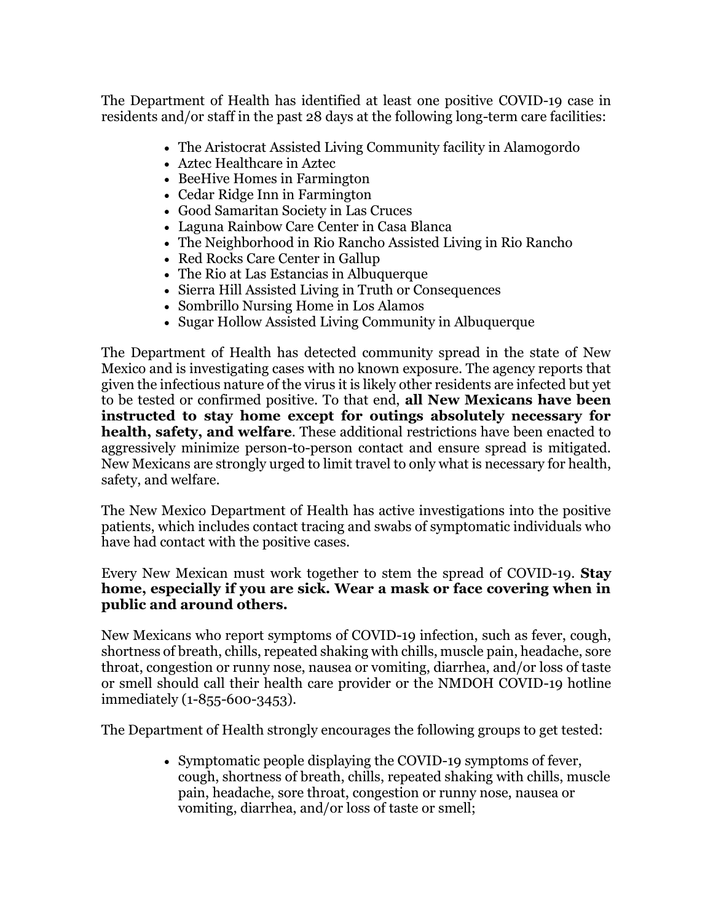The Department of Health has identified at least one positive COVID-19 case in residents and/or staff in the past 28 days at the following long-term care facilities:

- The Aristocrat Assisted Living Community facility in Alamogordo
- Aztec Healthcare in Aztec
- BeeHive Homes in Farmington
- Cedar Ridge Inn in Farmington
- Good Samaritan Society in Las Cruces
- Laguna Rainbow Care Center in Casa Blanca
- The Neighborhood in Rio Rancho Assisted Living in Rio Rancho
- Red Rocks Care Center in Gallup
- The Rio at Las Estancias in Albuquerque
- Sierra Hill Assisted Living in Truth or Consequences
- Sombrillo Nursing Home in Los Alamos
- Sugar Hollow Assisted Living Community in Albuquerque

The Department of Health has detected community spread in the state of New Mexico and is investigating cases with no known exposure. The agency reports that given the infectious nature of the virus it is likely other residents are infected but yet to be tested or confirmed positive. To that end, **all New Mexicans have been instructed to stay home except for outings absolutely necessary for health, safety, and welfare**. These additional restrictions have been enacted to aggressively minimize person-to-person contact and ensure spread is mitigated. New Mexicans are strongly urged to limit travel to only what is necessary for health, safety, and welfare.

The New Mexico Department of Health has active investigations into the positive patients, which includes contact tracing and swabs of symptomatic individuals who have had contact with the positive cases.

Every New Mexican must work together to stem the spread of COVID-19. **Stay home, especially if you are sick. Wear a mask or face covering when in public and around others.**

New Mexicans who report symptoms of COVID-19 infection, such as fever, cough, shortness of breath, chills, repeated shaking with chills, muscle pain, headache, sore throat, congestion or runny nose, nausea or vomiting, diarrhea, and/or loss of taste or smell should call their health care provider or the NMDOH COVID-19 hotline immediately (1-855-600-3453).

The Department of Health strongly encourages the following groups to get tested:

- Symptomatic people displaying the COVID-19 symptoms of fever, cough, shortness of breath, chills, repeated shaking with chills, muscle pain, headache, sore throat, congestion or runny nose, nausea or vomiting, diarrhea, and/or loss of taste or smell;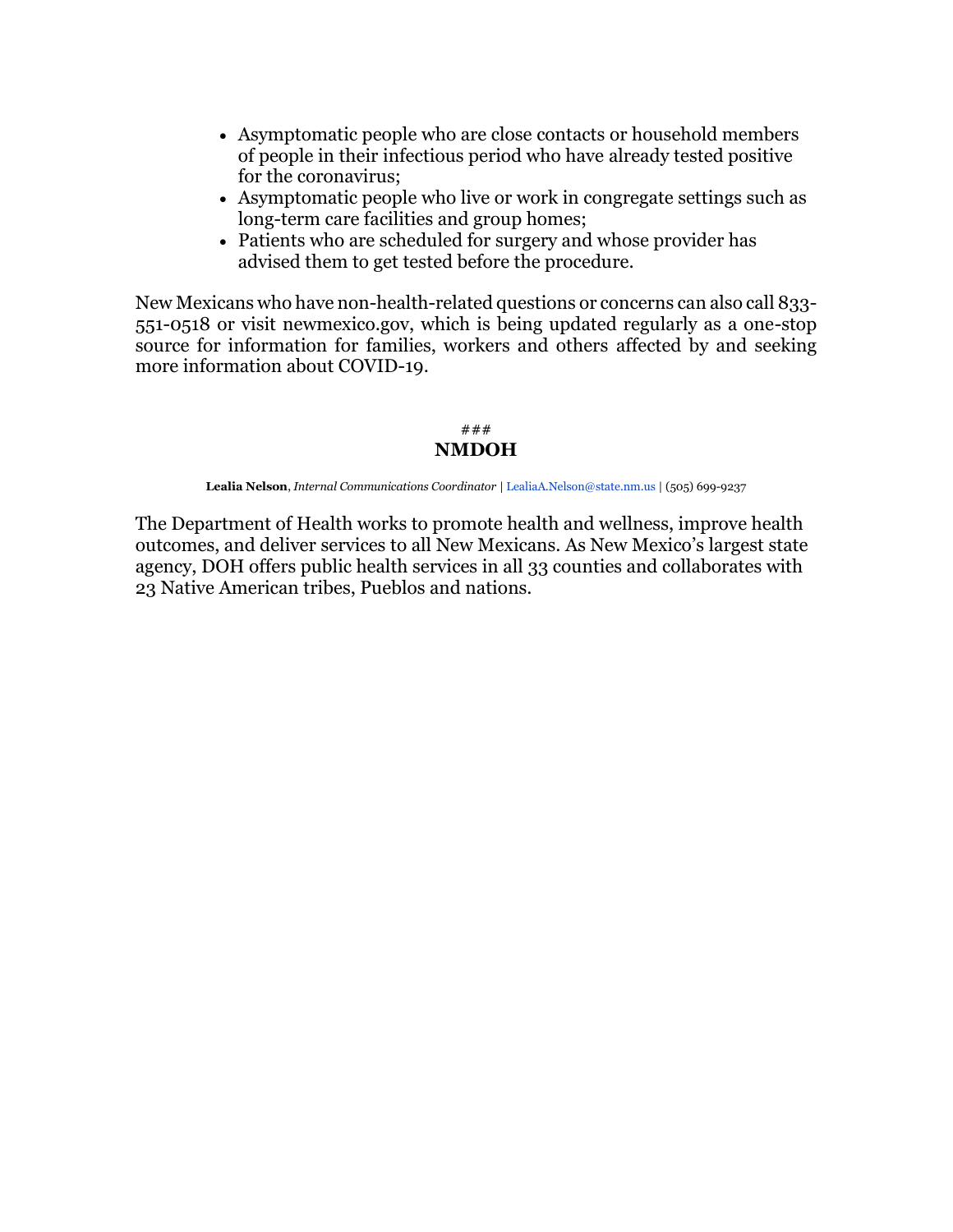- Asymptomatic people who are close contacts or household members of people in their infectious period who have already tested positive for the coronavirus;
- Asymptomatic people who live or work in congregate settings such as long-term care facilities and group homes;
- Patients who are scheduled for surgery and whose provider has advised them to get tested before the procedure.

New Mexicans who have non-health-related questions or concerns can also call 833-551-0518 or visit newmexico.gov, which is being updated regularly as a one-stop source for information for families, workers and others affected by and seeking more information about COVID-19.

###

**NMDOH**

**Lealia Nelson**, *Internal Communications Coordinator* | LealiaA.Nelson@state.nm.us | (505) 699-9237

The Department of Health works to promote health and wellness, improve health outcomes, and deliver services to all New Mexicans. As New Mexico's largest state agency, DOH offers public health services in all 33 counties and collaborates with 23 Native American tribes, Pueblos and nations.